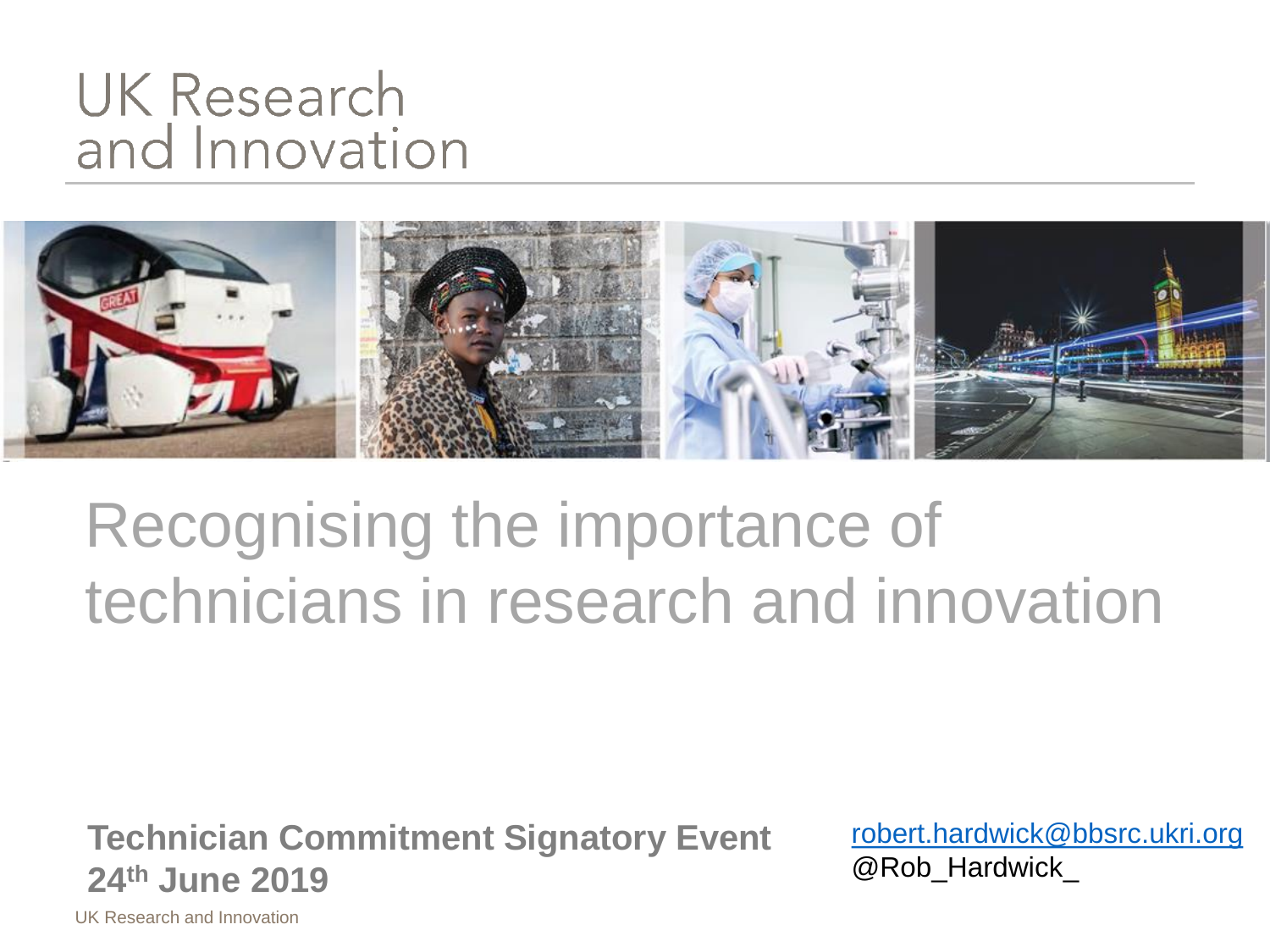UK Research and Innovation

# Recognising the importance of technicians in research and innovation

**Technician Commitment Signatory Event**
**24th June 2019**

robert.hardwick@bbsrc.ukri.org
@Rob_Hardwick_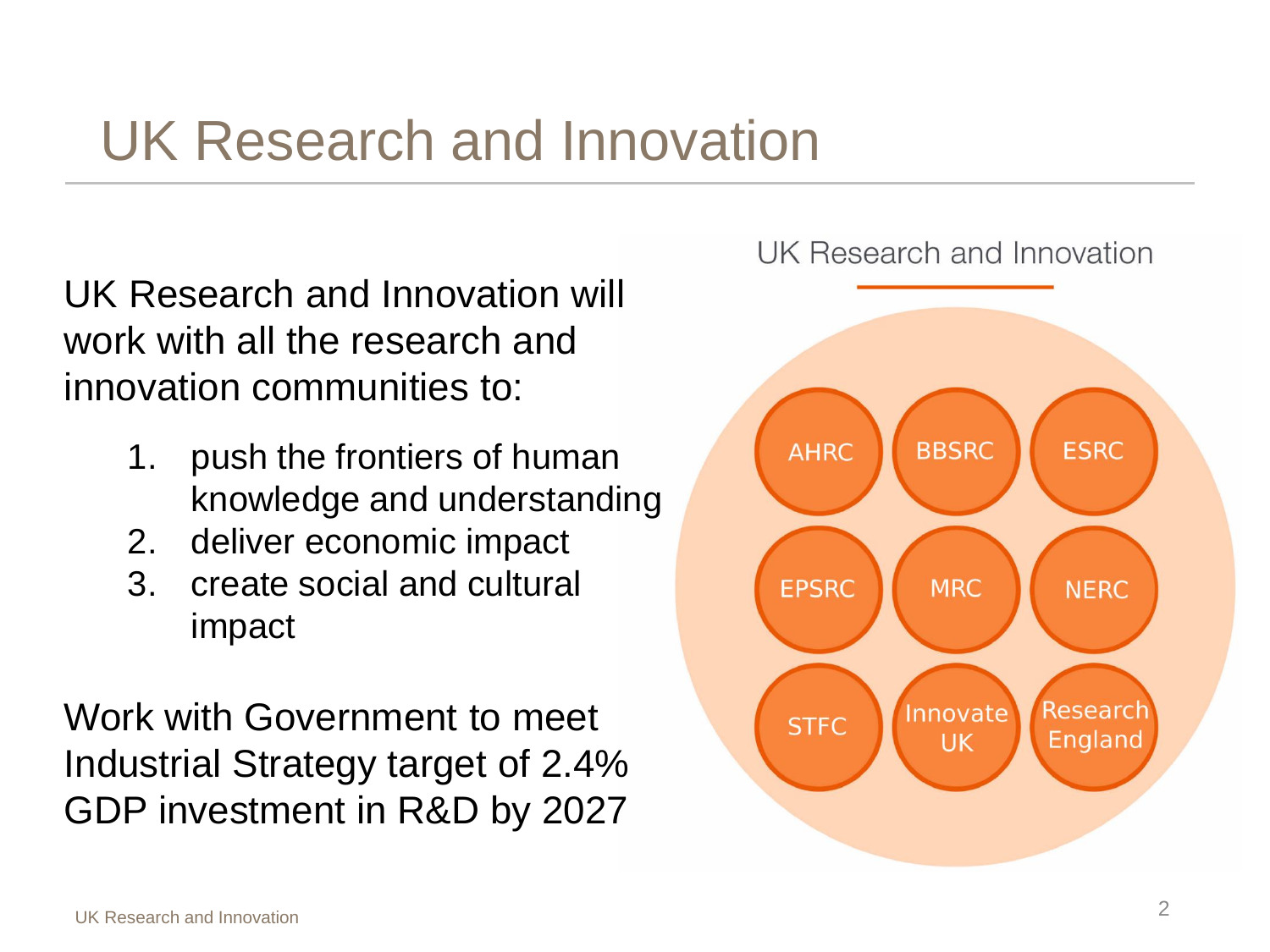# UK Research and Innovation

UK Research and Innovation will work with all the research and innovation communities to:

1. push the frontiers of human knowledge and understanding
2. deliver economic impact
3. create social and cultural impact

Work with Government to meet Industrial Strategy target of 2.4% GDP investment in R&D by 2027

UK Research and Innovation

AHRC | BBSRC | ESRC | EPSRC | MRC | NERC | STFC | Innovate UK | Research England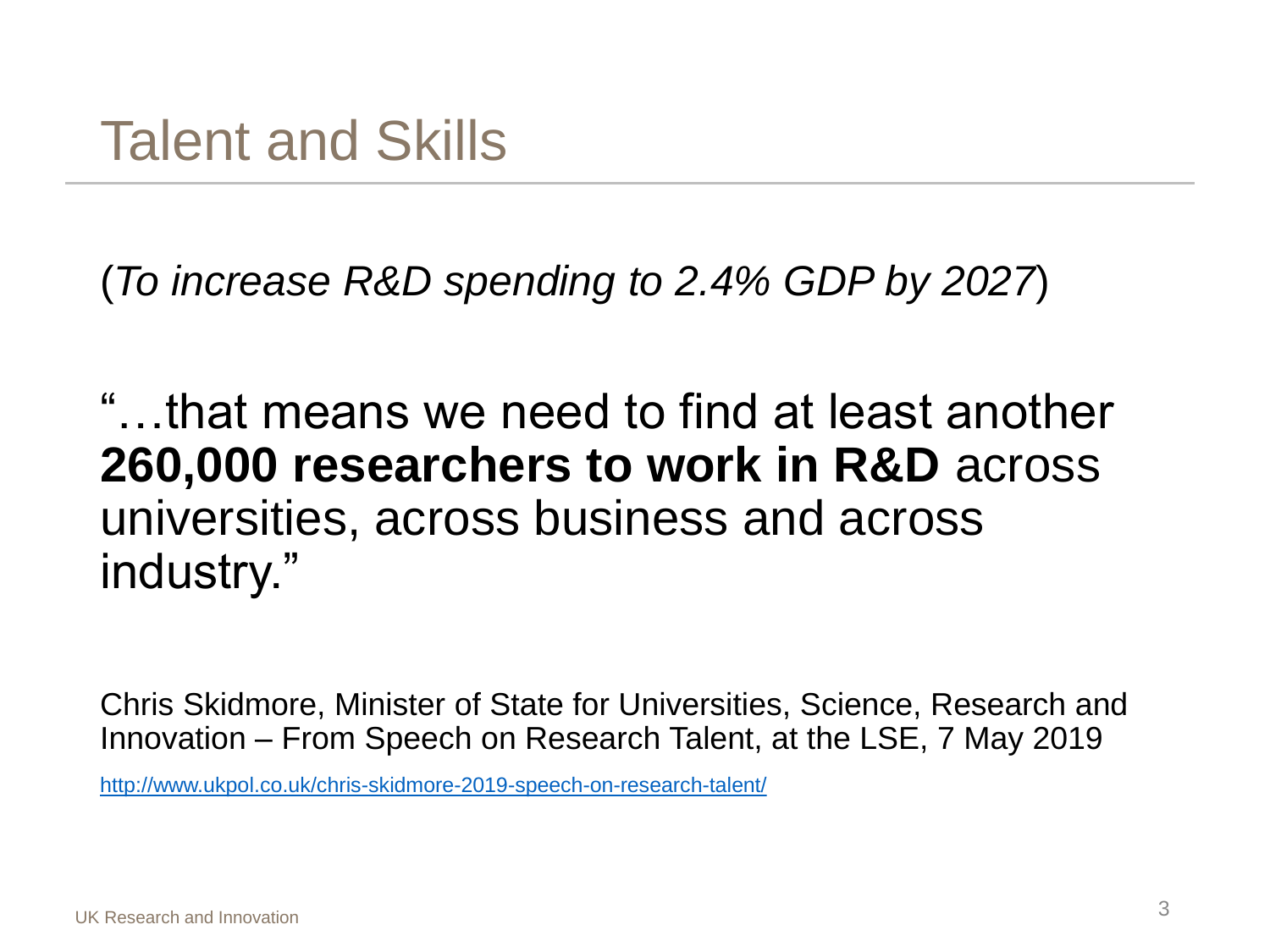# Talent and Skills

(*To increase R&D spending to 2.4% GDP by 2027*)

"…that means we need to find at least another **260,000 researchers to work in R&D** across universities, across business and across industry."

Chris Skidmore, Minister of State for Universities, Science, Research and Innovation – From Speech on Research Talent, at the LSE, 7 May 2019

http://www.ukpol.co.uk/chris-skidmore-2019-speech-on-research-talent/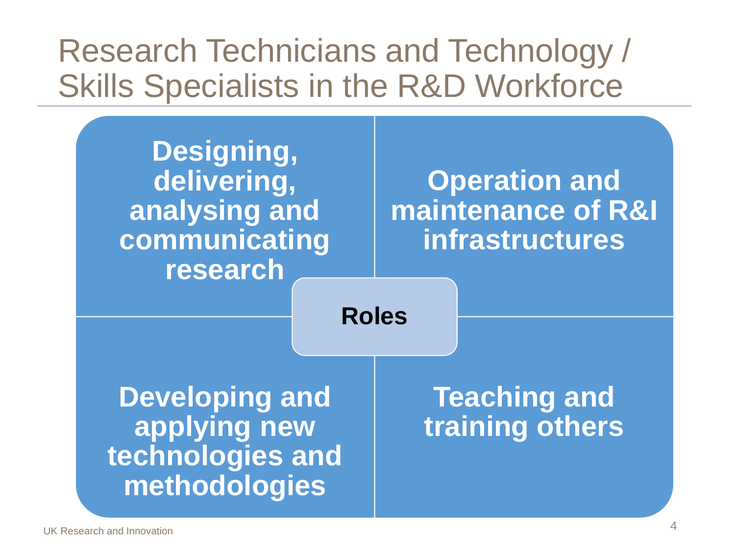# Research Technicians and Technology / Skills Specialists in the R&D Workforce

**Roles**

- **Designing, delivering, analysing and communicating research**
- **Operation and maintenance of R&I infrastructures**
- **Developing and applying new technologies and methodologies**
- **Teaching and training others**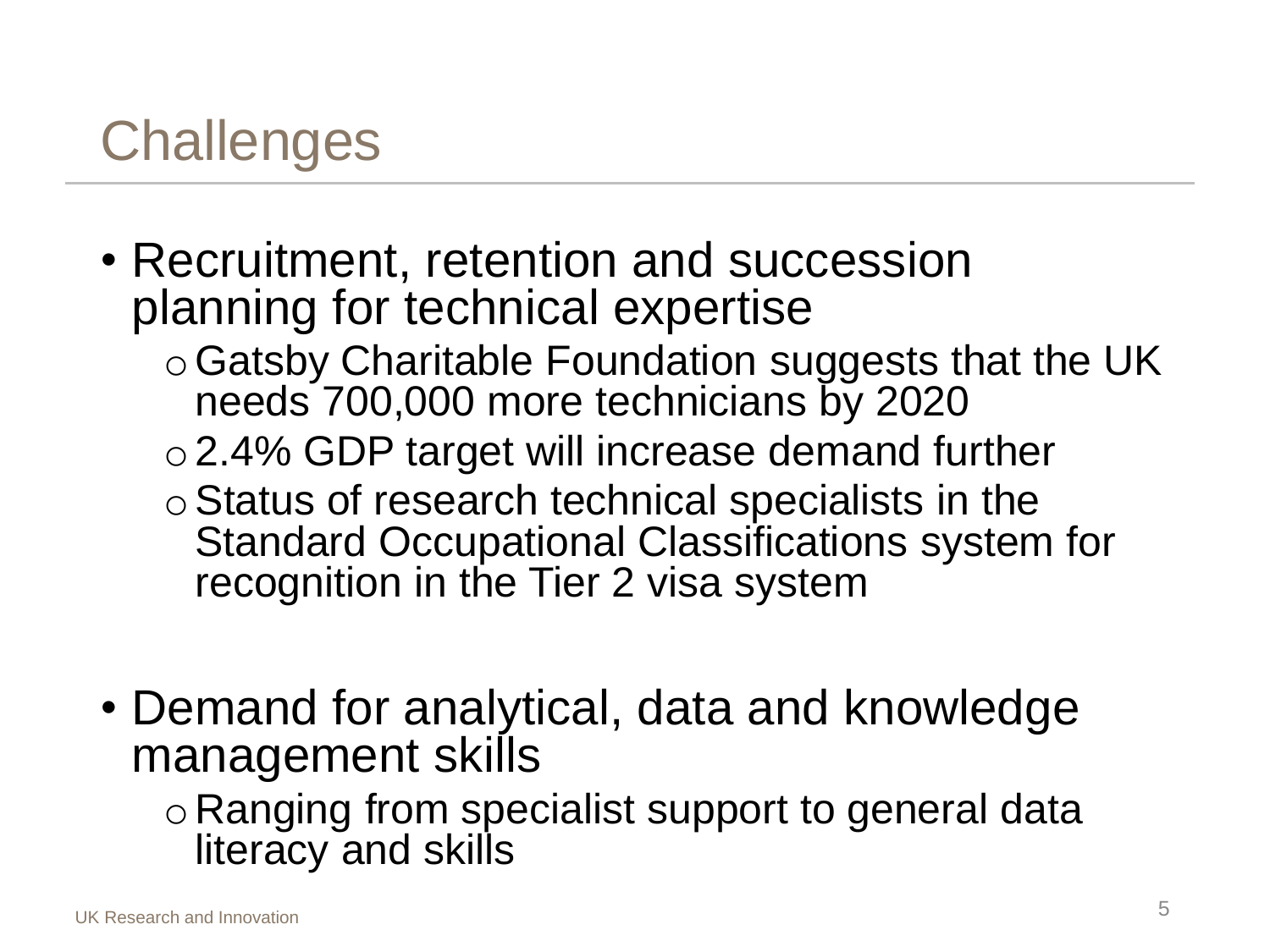# Challenges

- Recruitment, retention and succession planning for technical expertise
  - Gatsby Charitable Foundation suggests that the UK needs 700,000 more technicians by 2020
  - 2.4% GDP target will increase demand further
  - Status of research technical specialists in the Standard Occupational Classifications system for recognition in the Tier 2 visa system

- Demand for analytical, data and knowledge management skills
  - Ranging from specialist support to general data literacy and skills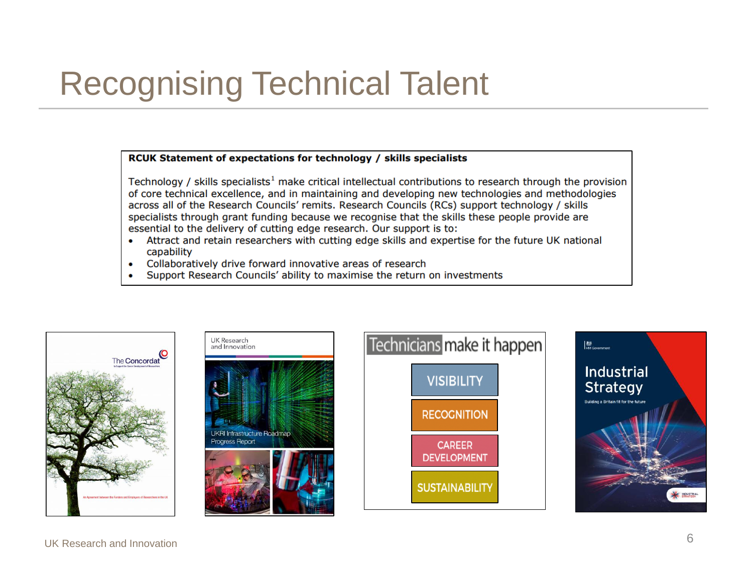# Recognising Technical Talent

**RCUK Statement of expectations for technology / skills specialists**

Technology / skills specialists[1] make critical intellectual contributions to research through the provision of core technical excellence, and in maintaining and developing new technologies and methodologies across all of the Research Councils' remits. Research Councils (RCs) support technology / skills specialists through grant funding because we recognise that the skills these people provide are essential to the delivery of cutting edge research. Our support is to:

- Attract and retain researchers with cutting edge skills and expertise for the future UK national capability
- Collaboratively drive forward innovative areas of research
- Support Research Councils' ability to maximise the return on investments

The Concordat

UK Research and Innovation

UKRI Infrastructure Roadmap Progress Report

Technicians make it happen

- VISIBILITY
- RECOGNITION
- CAREER DEVELOPMENT
- SUSTAINABILITY

Industrial Strategy

Building a Britain fit for the future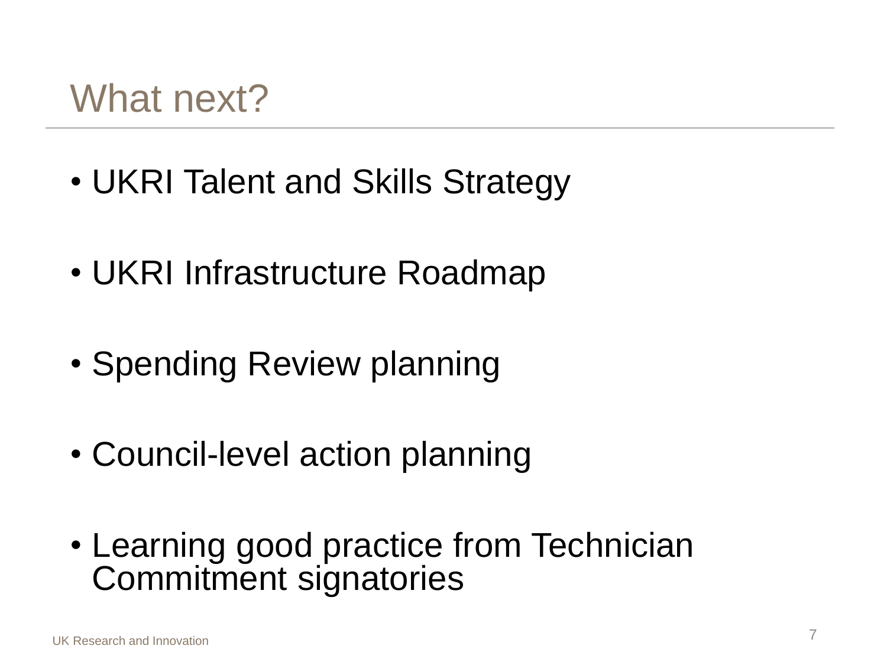# What next?

- UKRI Talent and Skills Strategy
- UKRI Infrastructure Roadmap
- Spending Review planning
- Council-level action planning
- Learning good practice from Technician Commitment signatories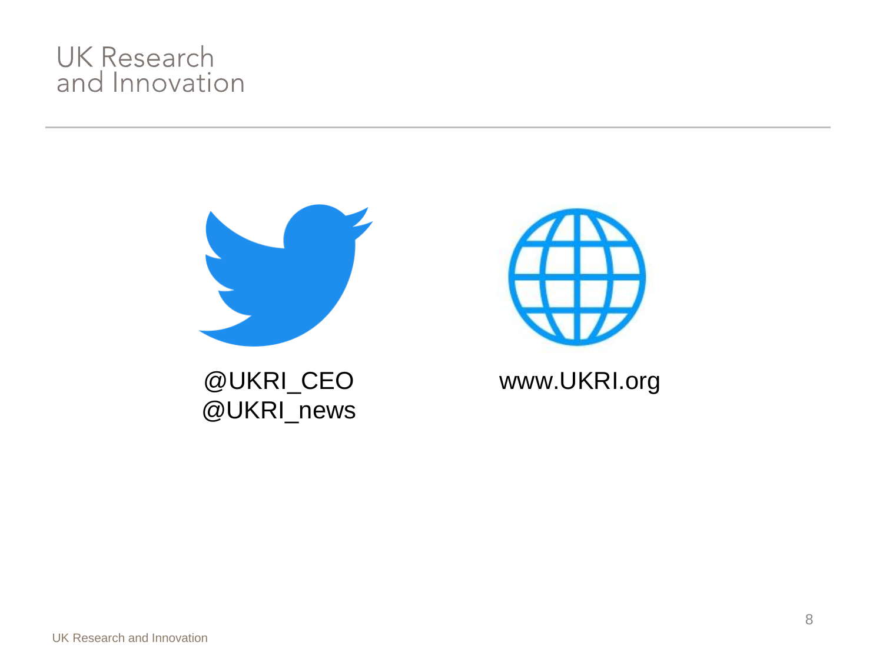@UKRI_CEO
@UKRI_news

www.UKRI.org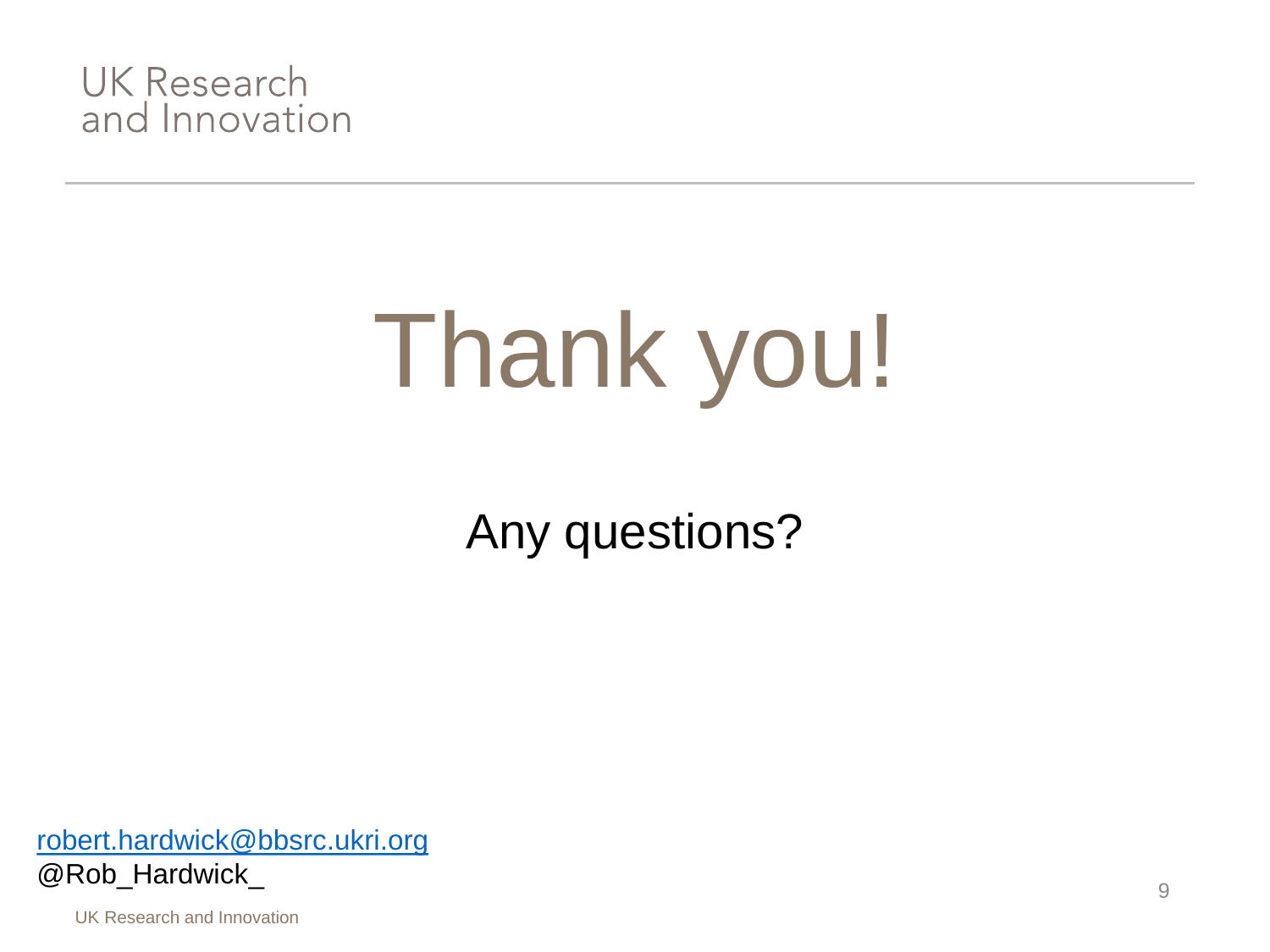# Thank you!

Any questions?

robert.hardwick@bbsrc.ukri.org
@Rob_Hardwick_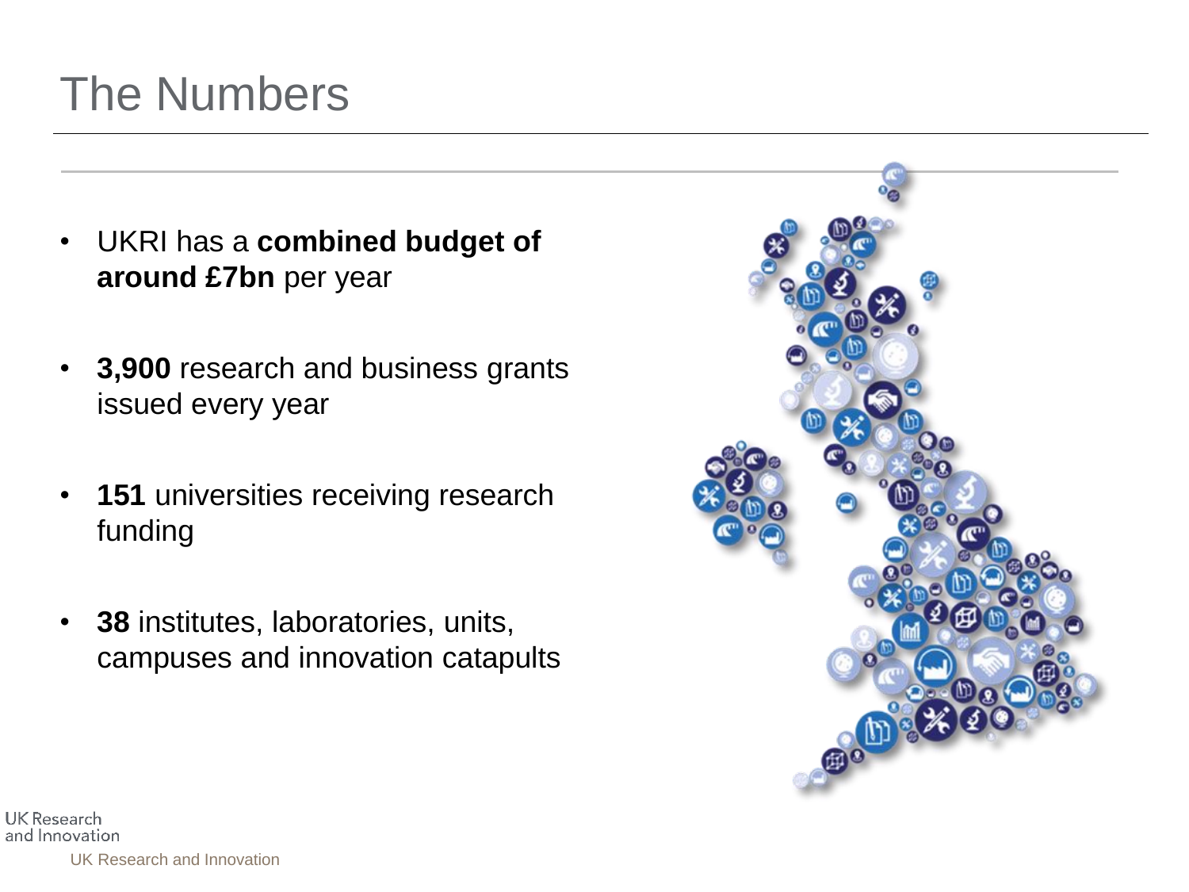# The Numbers

- UKRI has a **combined budget of around £7bn** per year
- **3,900** research and business grants issued every year
- **151** universities receiving research funding
- **38** institutes, laboratories, units, campuses and innovation catapults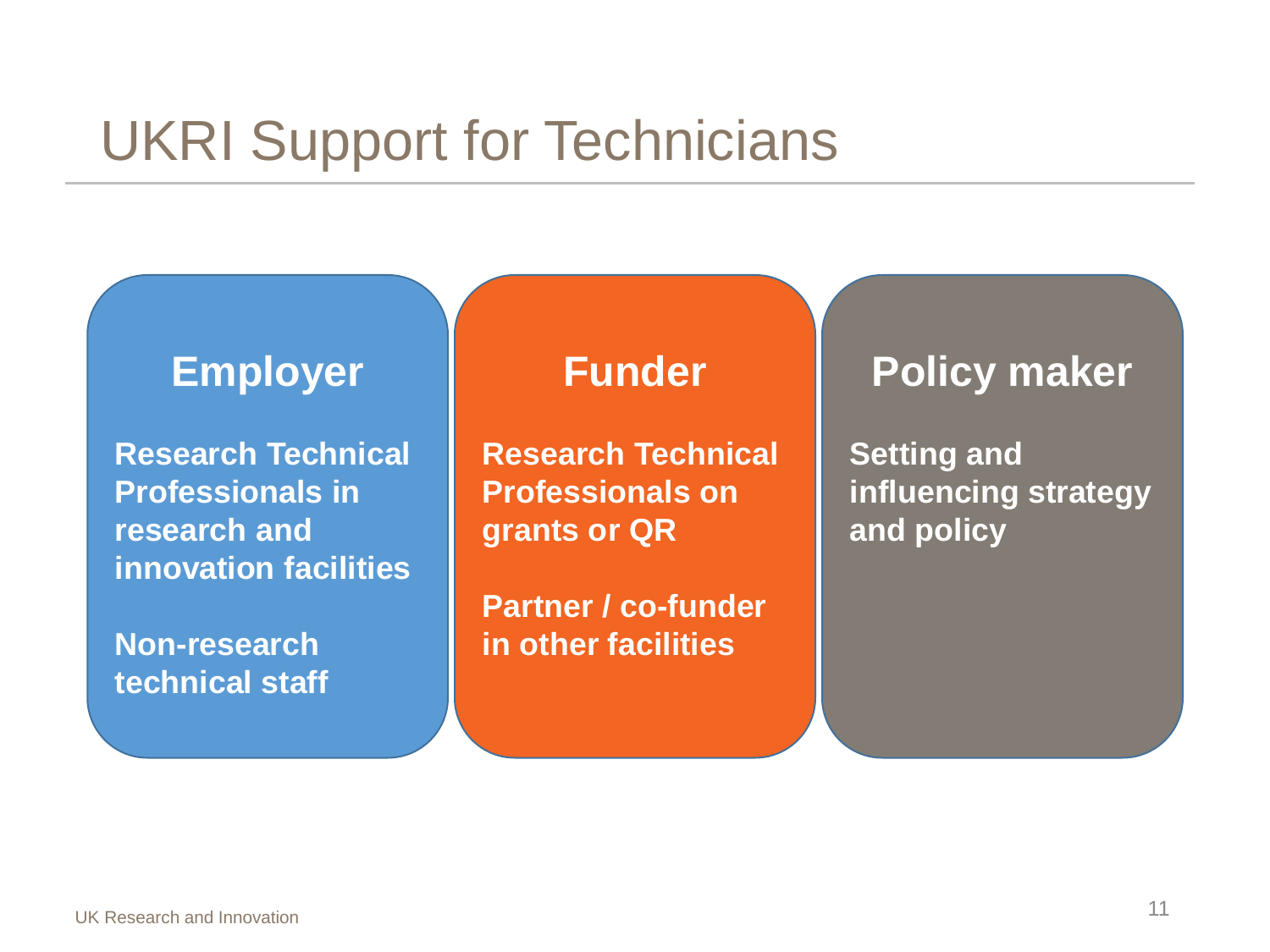# UKRI Support for Technicians

## Employer

**Research Technical Professionals in research and innovation facilities**

**Non-research technical staff**

## Funder

**Research Technical Professionals on grants or QR**

**Partner / co-funder in other facilities**

## Policy maker

**Setting and influencing strategy and policy**